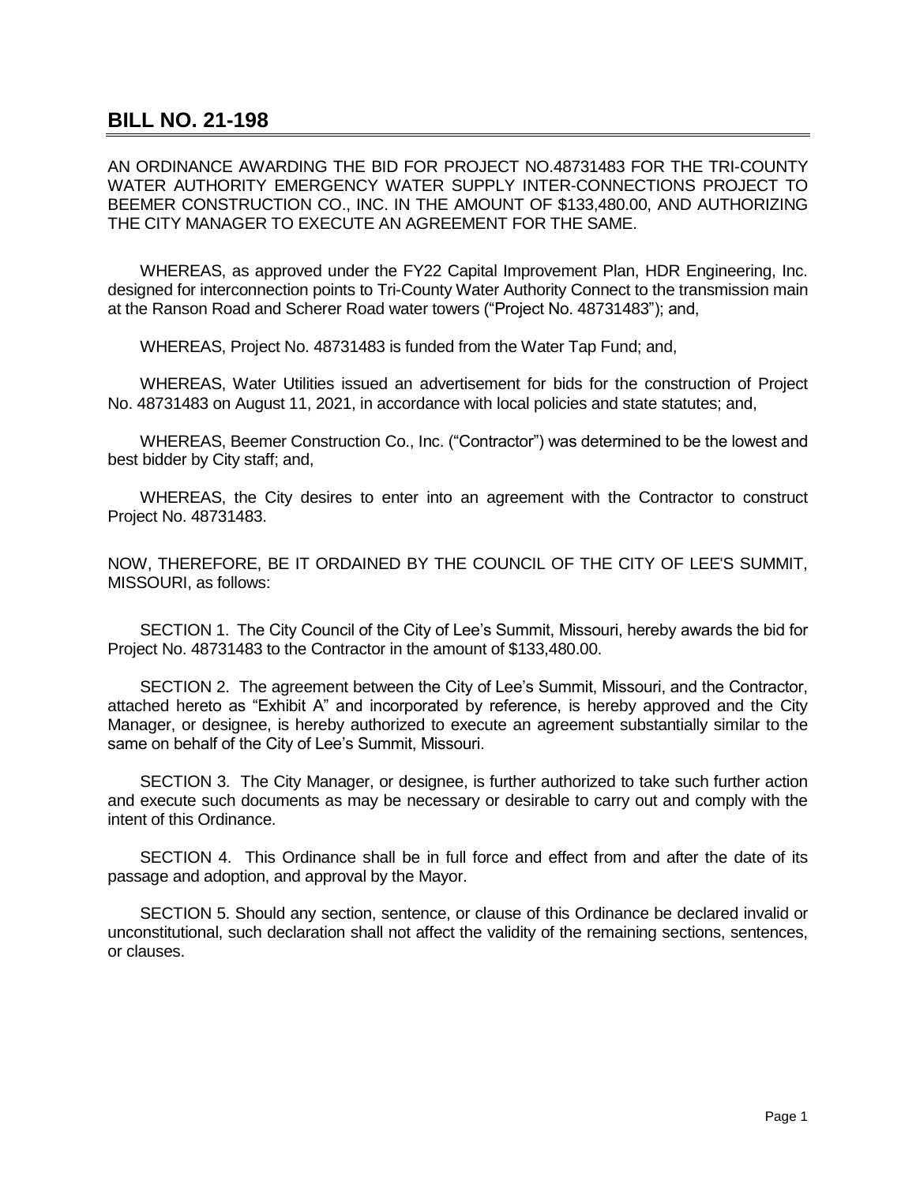# BILL NO. 21-198

AN ORDINANCE AWARDING THE BID FOR PROJECT NO.48731483 FOR THE TRI-COUNTY WATER AUTHORITY EMERGENCY WATER SUPPLY INTER-CONNECTIONS PROJECT TO BEEMER CONSTRUCTION CO., INC. IN THE AMOUNT OF $133,480.00, AND AUTHORIZING THE CITY MANAGER TO EXECUTE AN AGREEMENT FOR THE SAME.

WHEREAS, as approved under the FY22 Capital Improvement Plan, HDR Engineering, Inc. designed for interconnection points to Tri-County Water Authority Connect to the transmission main at the Ranson Road and Scherer Road water towers ("Project No. 48731483"); and,

WHEREAS, Project No. 48731483 is funded from the Water Tap Fund; and,

WHEREAS, Water Utilities issued an advertisement for bids for the construction of Project No. 48731483 on August 11, 2021, in accordance with local policies and state statutes; and,

WHEREAS, Beemer Construction Co., Inc. ("Contractor") was determined to be the lowest and best bidder by City staff; and,

WHEREAS, the City desires to enter into an agreement with the Contractor to construct Project No. 48731483.

NOW, THEREFORE, BE IT ORDAINED BY THE COUNCIL OF THE CITY OF LEE'S SUMMIT, MISSOURI, as follows:

SECTION 1. The City Council of the City of Lee's Summit, Missouri, hereby awards the bid for Project No. 48731483 to the Contractor in the amount of $133,480.00.

SECTION 2. The agreement between the City of Lee's Summit, Missouri, and the Contractor, attached hereto as "Exhibit A" and incorporated by reference, is hereby approved and the City Manager, or designee, is hereby authorized to execute an agreement substantially similar to the same on behalf of the City of Lee's Summit, Missouri.

SECTION 3. The City Manager, or designee, is further authorized to take such further action and execute such documents as may be necessary or desirable to carry out and comply with the intent of this Ordinance.

SECTION 4. This Ordinance shall be in full force and effect from and after the date of its passage and adoption, and approval by the Mayor.

SECTION 5. Should any section, sentence, or clause of this Ordinance be declared invalid or unconstitutional, such declaration shall not affect the validity of the remaining sections, sentences, or clauses.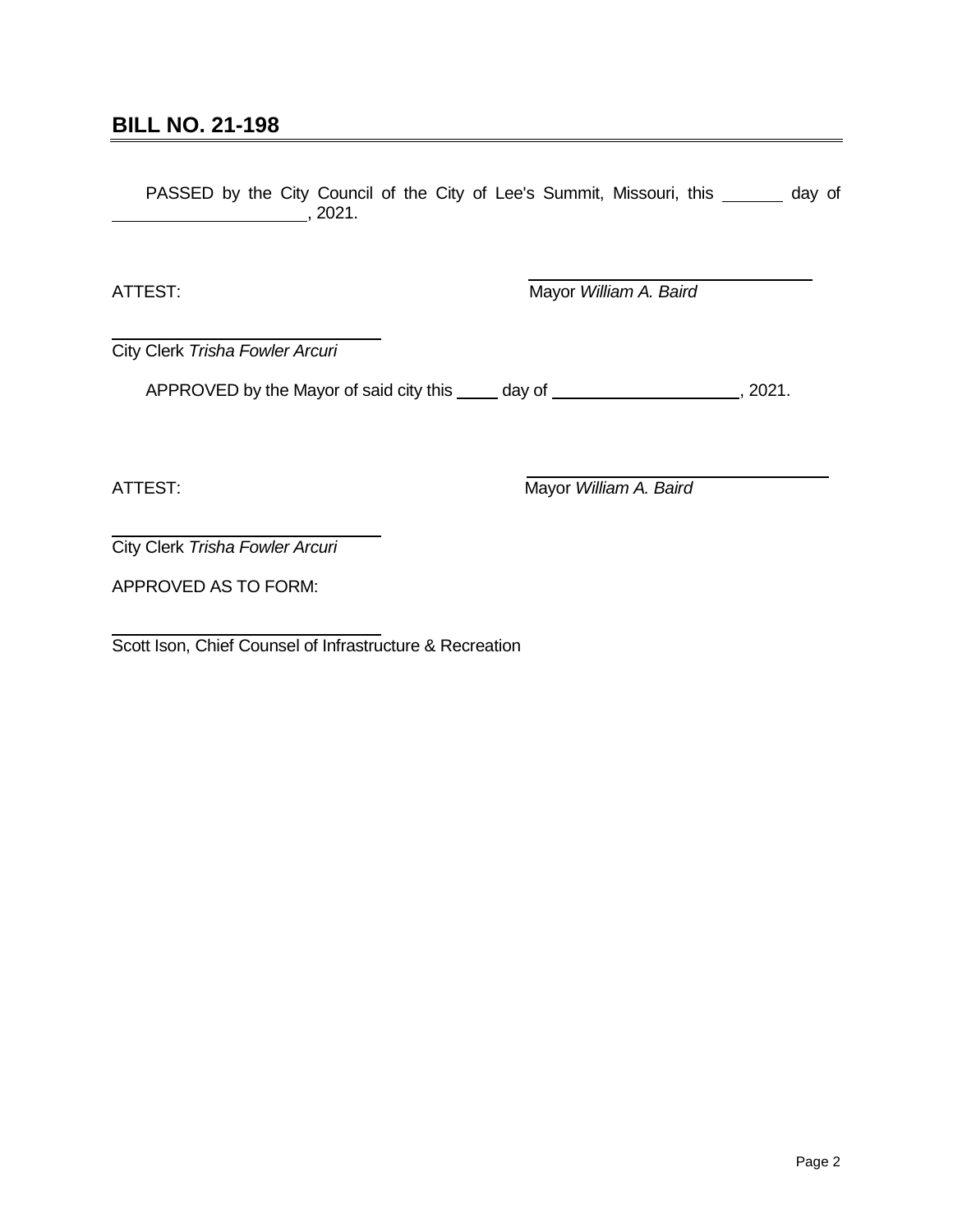## BILL NO. 21-198

PASSED by the City Council of the City of Lee's Summit, Missouri, this _______ day of _____________________, 2021.

ATTEST:

_______________________________
Mayor *William A. Baird*

_______________________________
City Clerk *Trisha Fowler Arcuri*

APPROVED by the Mayor of said city this _____ day of _____________________, 2021.

ATTEST:

_______________________________
Mayor *William A. Baird*

_______________________________
City Clerk *Trisha Fowler Arcuri*

APPROVED AS TO FORM:

_______________________________
Scott Ison, Chief Counsel of Infrastructure & Recreation